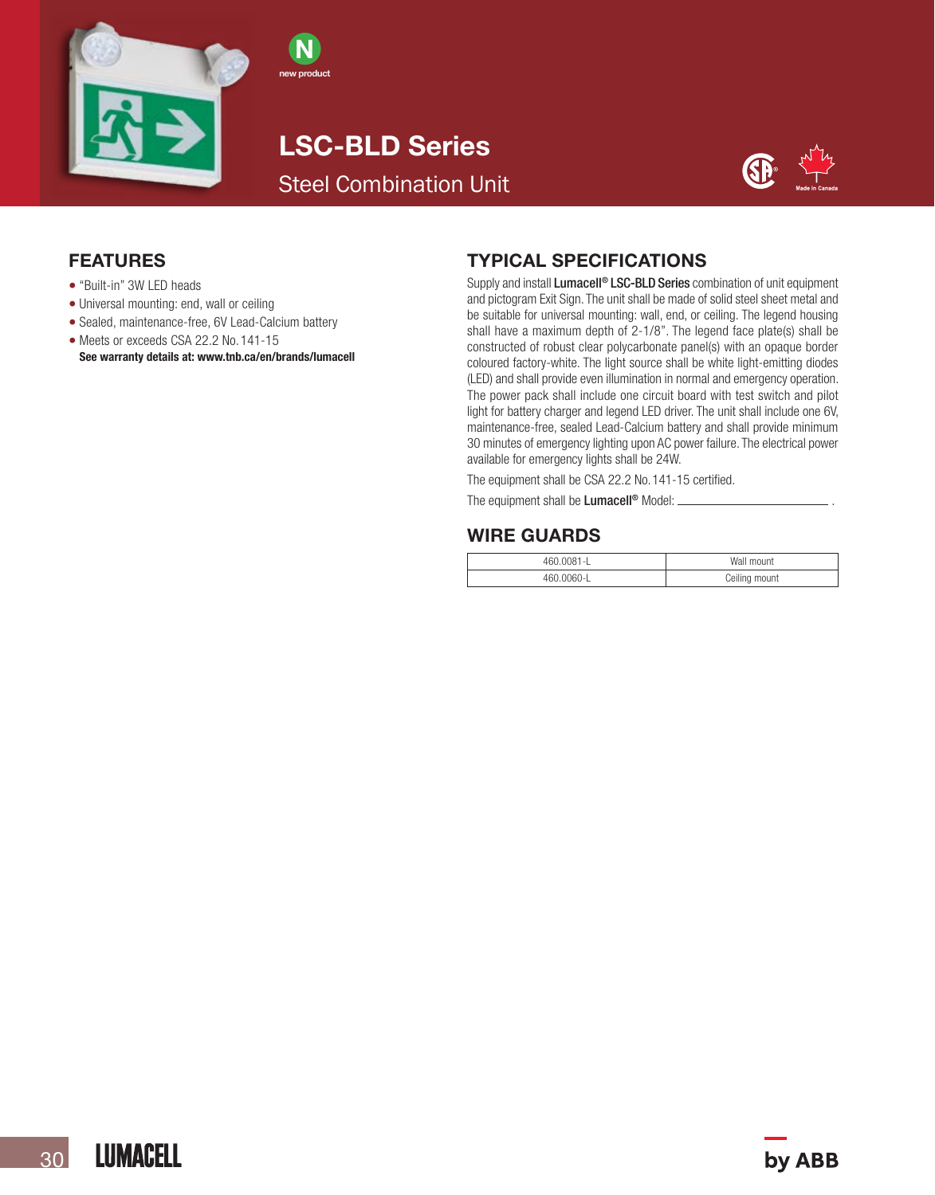new product

# LSC-BLD Series

## Steel Combination Unit

Made in Canada

## FEATURES

- "Built-in" 3W LED heads
- Universal mounting: end, wall or ceiling
- Sealed, maintenance-free, 6V Lead-Calcium battery
- Meets or exceeds CSA 22.2 No.141-15

**See warranty details at: www.tnb.ca/en/brands/lumacell**

## TYPICAL SPECIFICATIONS

Supply and install **Lumacell® LSC-BLD Series** combination of unit equipment and pictogram Exit Sign. The unit shall be made of solid steel sheet metal and be suitable for universal mounting: wall, end, or ceiling. The legend housing shall have a maximum depth of 2-1/8". The legend face plate(s) shall be constructed of robust clear polycarbonate panel(s) with an opaque border coloured factory-white. The light source shall be white light-emitting diodes (LED) and shall provide even illumination in normal and emergency operation. The power pack shall include one circuit board with test switch and pilot light for battery charger and legend LED driver. The unit shall include one 6V, maintenance-free, sealed Lead-Calcium battery and shall provide minimum 30 minutes of emergency lighting upon AC power failure. The electrical power available for emergency lights shall be 24W.

The equipment shall be CSA 22.2 No.141-15 certified.

The equipment shall be **Lumacell®** Model: ____________________ .

## WIRE GUARDS

| | |
|---|---|
| 460.0081-L | Wall mount |
| 460.0060-L | Ceiling mount |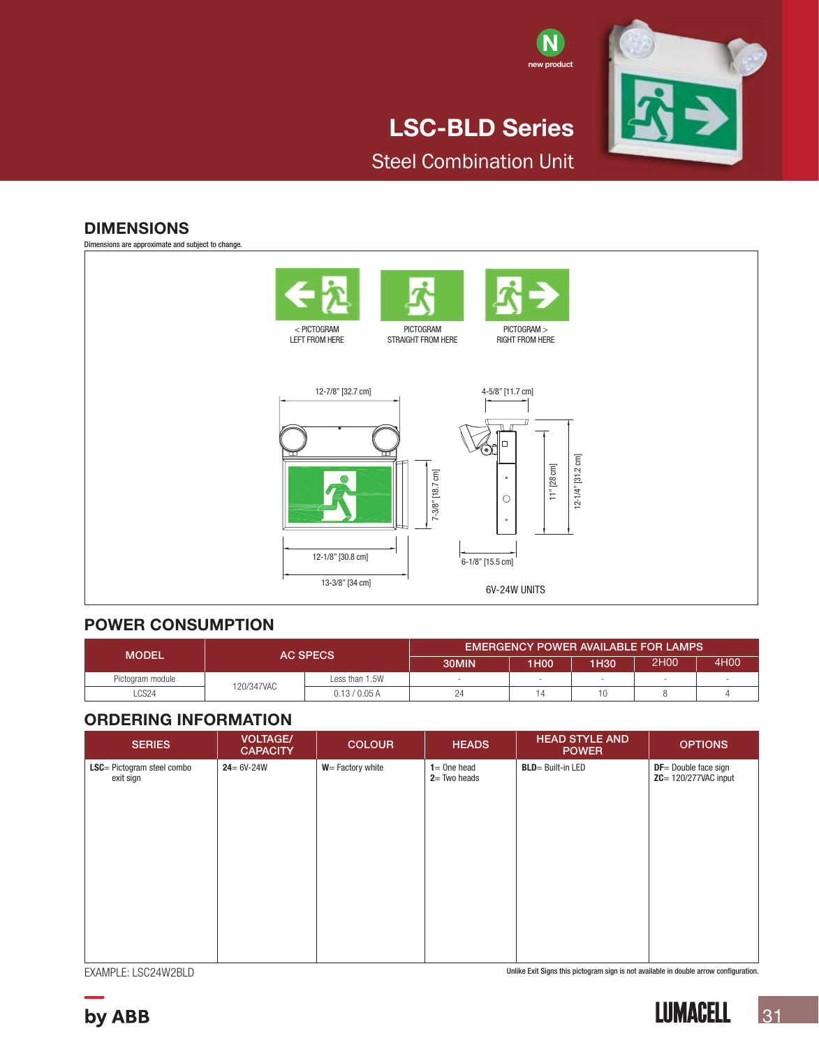new product

# LSC-BLD Series

## Steel Combination Unit

## DIMENSIONS

Dimensions are approximate and subject to change.

< PICTOGRAM
LEFT FROM HERE

PICTOGRAM
STRAIGHT FROM HERE

PICTOGRAM >
RIGHT FROM HERE

12-7/8" [32.7 cm]

7-3/8" [18.7 cm]

12-1/8" [30.8 cm]

13-3/8" [34 cm]

4-5/8" [11.7 cm]

11" [28 cm]

12-1/4" [31.2 cm]

6-1/8" [15.5 cm]

6V-24W UNITS

## POWER CONSUMPTION

| MODEL | AC SPECS | | EMERGENCY POWER AVAILABLE FOR LAMPS | | | | |
|---|---|---|---|---|---|---|---|
| | | | 30MIN | 1H00 | 1H30 | 2H00 | 4H00 |
| Pictogram module | 120/347VAC | Less than 1.5W | - | - | - | - | - |
| LCS24 | | 0.13 / 0.05 A | 24 | 14 | 10 | 8 | 4 |

## ORDERING INFORMATION

| SERIES | VOLTAGE/ CAPACITY | COLOUR | HEADS | HEAD STYLE AND POWER | OPTIONS |
|---|---|---|---|---|---|
| **LSC**= Pictogram steel combo exit sign | **24**= 6V-24W | **W**= Factory white | **1**= One head<br>**2**= Two heads | **BLD**= Built-in LED | **DF**= Double face sign<br>**ZC**= 120/277VAC input |

EXAMPLE: LSC24W2BLD

Unlike Exit Signs this pictogram sign is not available in double arrow configuration.

by ABB

LUMACELL